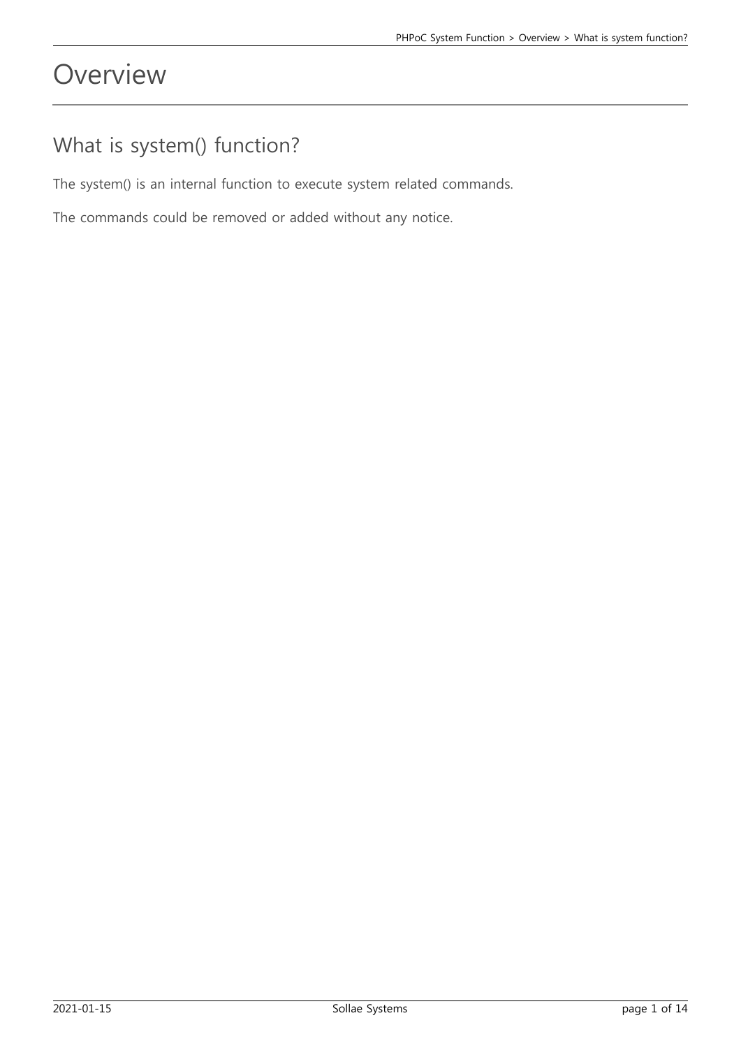# Overview

## What is system() function?

The system() is an internal function to execute system related commands.

The commands could be removed or added without any notice.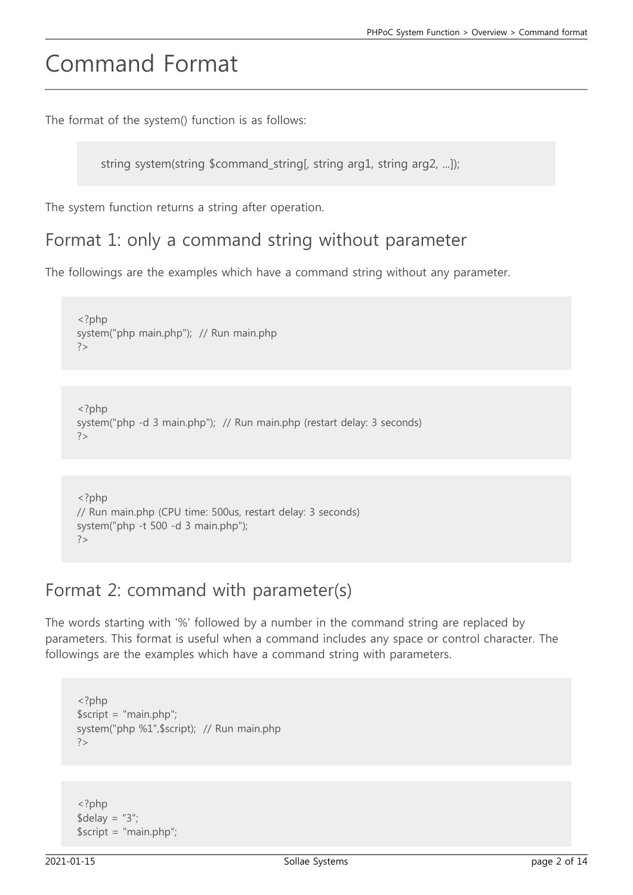# Command Format

The format of the system() function is as follows:

```
string system(string $command_string[, string arg1, string arg2, ...]);
```

The system function returns a string after operation.

## Format 1: only a command string without parameter

The followings are the examples which have a command string without any parameter.

```
<?php
system("php main.php");  // Run main.php
?>
```

```
<?php
system("php -d 3 main.php");  // Run main.php (restart delay: 3 seconds)
?>
```

```
<?php
// Run main.php (CPU time: 500us, restart delay: 3 seconds)
system("php -t 500 -d 3 main.php");
?>
```

## Format 2: command with parameter(s)

The words starting with '%' followed by a number in the command string are replaced by parameters. This format is useful when a command includes any space or control character. The followings are the examples which have a command string with parameters.

```
<?php
$script = "main.php";
system("php %1",$script);  // Run main.php
?>
```

```
<?php
$delay = "3";
$script = "main.php";
```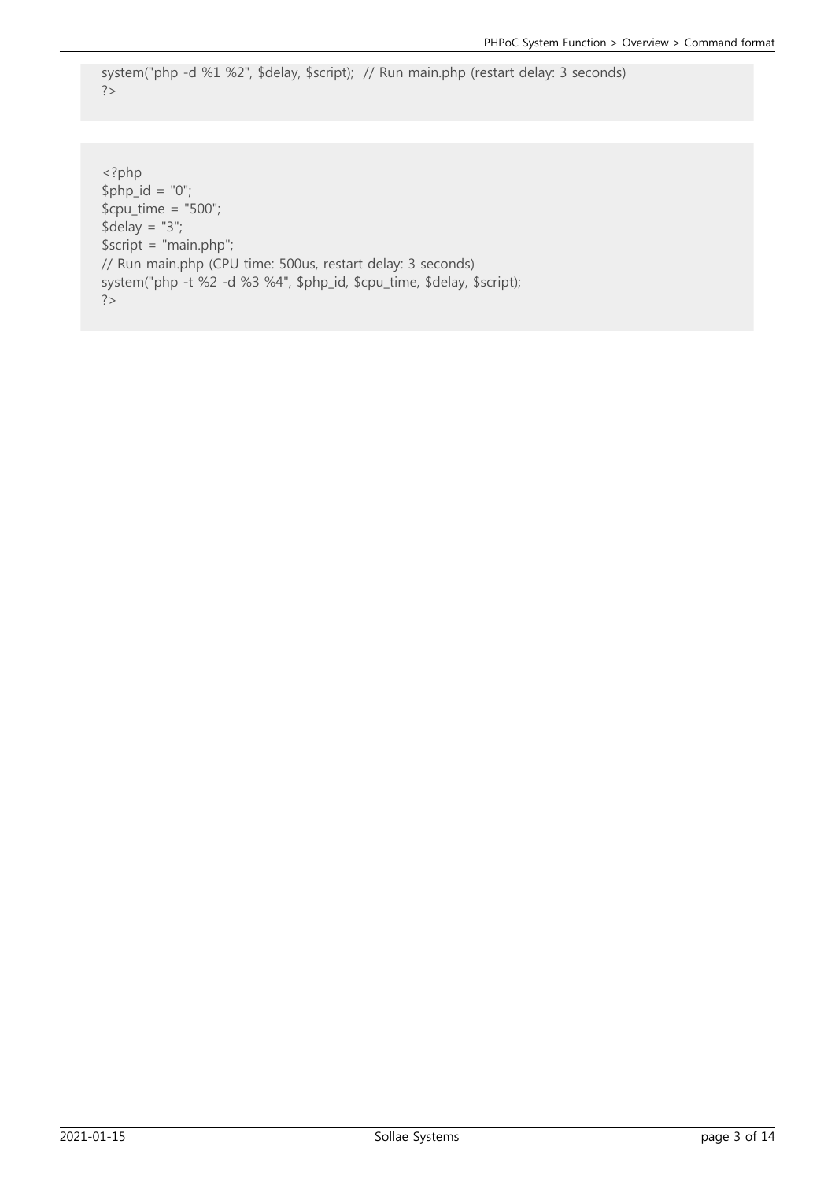```
system("php -d %1 %2", $delay, $script);  // Run main.php (restart delay: 3 seconds)
?>
```

```
<?php
$php_id = "0";
$cpu_time = "500";
$delay = "3";
$script = "main.php";
// Run main.php (CPU time: 500us, restart delay: 3 seconds)
system("php -t %2 -d %3 %4", $php_id, $cpu_time, $delay, $script);
?>
```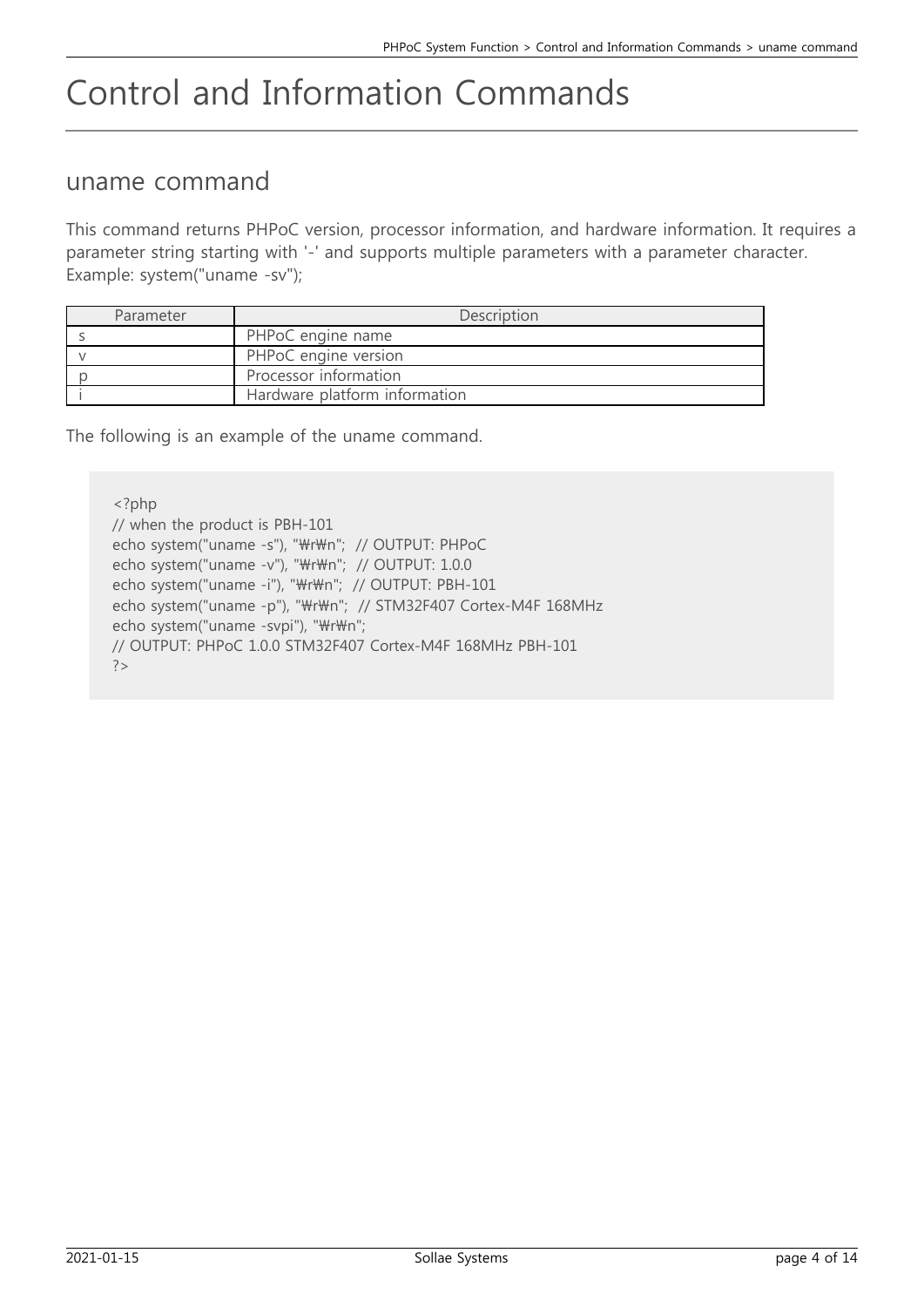# Control and Information Commands

## uname command

This command returns PHPoC version, processor information, and hardware information. It requires a parameter string starting with '-' and supports multiple parameters with a parameter character. Example: system("uname -sv");

| Parameter | Description |
|---|---|
| s | PHPoC engine name |
| v | PHPoC engine version |
| p | Processor information |
| i | Hardware platform information |

The following is an example of the uname command.

```
<?php
// when the product is PBH-101
echo system("uname -s"), "₩r₩n";  // OUTPUT: PHPoC
echo system("uname -v"), "₩r₩n";  // OUTPUT: 1.0.0
echo system("uname -i"), "₩r₩n";  // OUTPUT: PBH-101
echo system("uname -p"), "₩r₩n";  // STM32F407 Cortex-M4F 168MHz
echo system("uname -svpi"), "₩r₩n";
// OUTPUT: PHPoC 1.0.0 STM32F407 Cortex-M4F 168MHz PBH-101
?>
```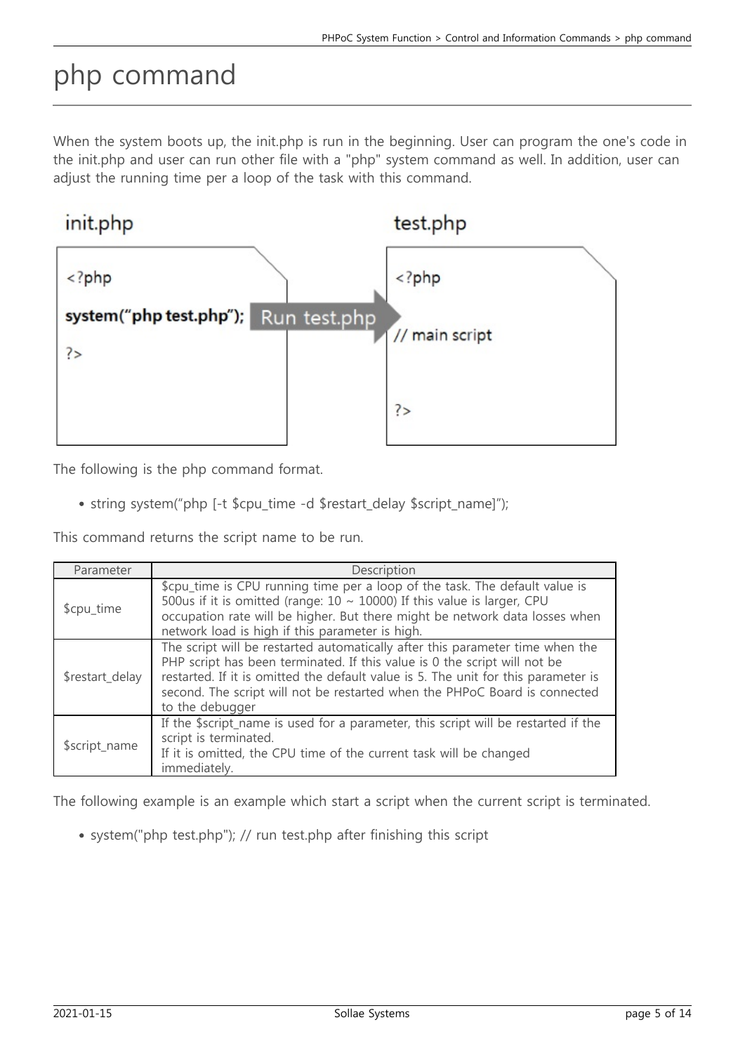# php command

When the system boots up, the init.php is run in the beginning. User can program the one's code in the init.php and user can run other file with a "php" system command as well. In addition, user can adjust the running time per a loop of the task with this command.

The following is the php command format.

- string system("php [-t $cpu_time -d $restart_delay $script_name]");

This command returns the script name to be run.

| Parameter | Description |
|---|---|
| $cpu_time | $cpu_time is CPU running time per a loop of the task. The default value is 500us if it is omitted (range: 10 ~ 10000) If this value is larger, CPU occupation rate will be higher. But there might be network data losses when network load is high if this parameter is high. |
| $restart_delay | The script will be restarted automatically after this parameter time when the PHP script has been terminated. If this value is 0 the script will not be restarted. If it is omitted the default value is 5. The unit for this parameter is second. The script will not be restarted when the PHPoC Board is connected to the debugger |
| $script_name | If the $script_name is used for a parameter, this script will be restarted if the script is terminated.<br>If it is omitted, the CPU time of the current task will be changed immediately. |

The following example is an example which start a script when the current script is terminated.

- system("php test.php"); // run test.php after finishing this script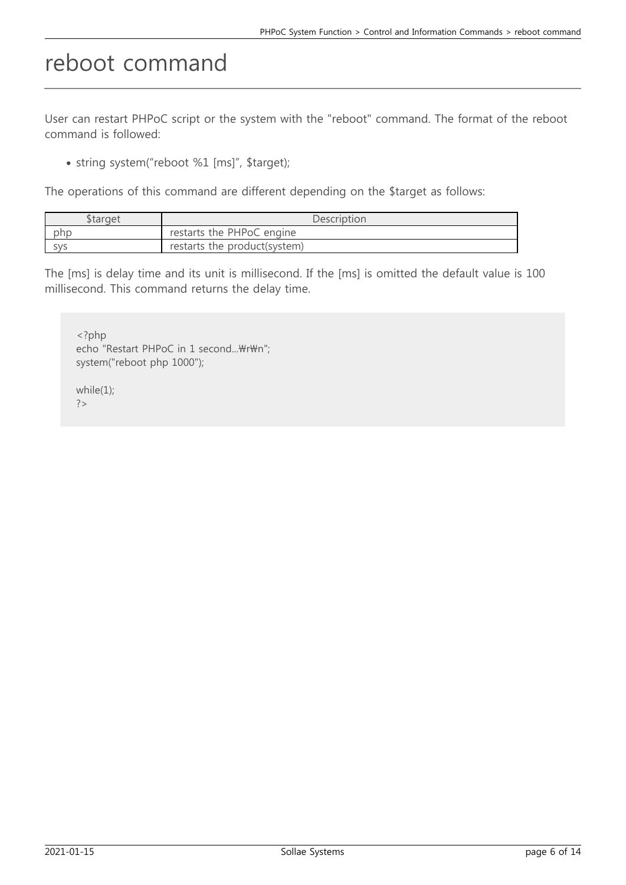# reboot command

User can restart PHPoC script or the system with the "reboot" command. The format of the reboot command is followed:

- string system(“reboot %1 [ms]”, $target);

The operations of this command are different depending on the $target as follows:

| $target | Description |
| --- | --- |
| php | restarts the PHPoC engine |
| sys | restarts the product(system) |

The [ms] is delay time and its unit is millisecond. If the [ms] is omitted the default value is 100 millisecond. This command returns the delay time.

```
<?php
echo "Restart PHPoC in 1 second...₩r₩n";
system("reboot php 1000");

while(1);
?>
```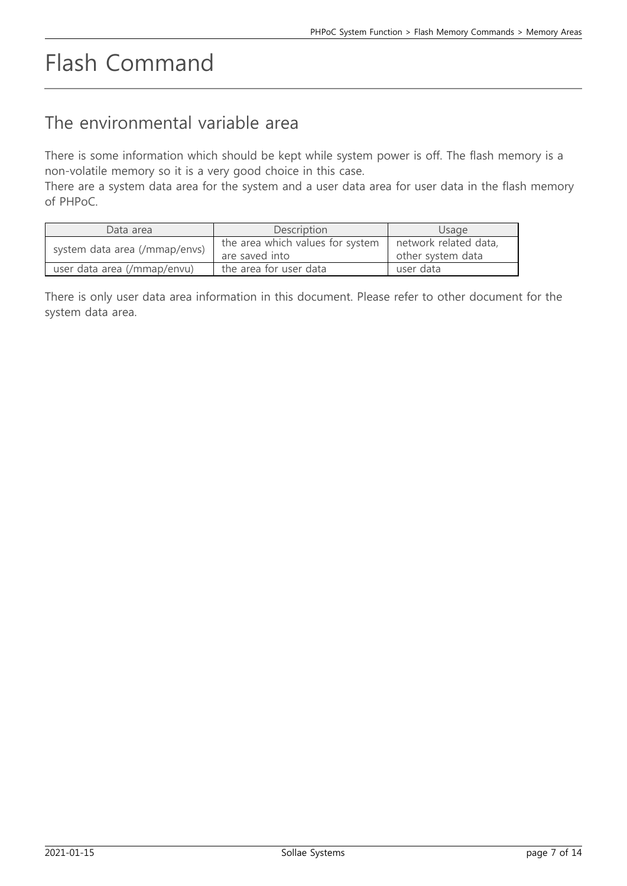# Flash Command

## The environmental variable area

There is some information which should be kept while system power is off. The flash memory is a non-volatile memory so it is a very good choice in this case.
There are a system data area for the system and a user data area for user data in the flash memory of PHPoC.

| Data area | Description | Usage |
| --- | --- | --- |
| system data area (/mmap/envs) | the area which values for system are saved into | network related data, other system data |
| user data area (/mmap/envu) | the area for user data | user data |

There is only user data area information in this document. Please refer to other document for the system data area.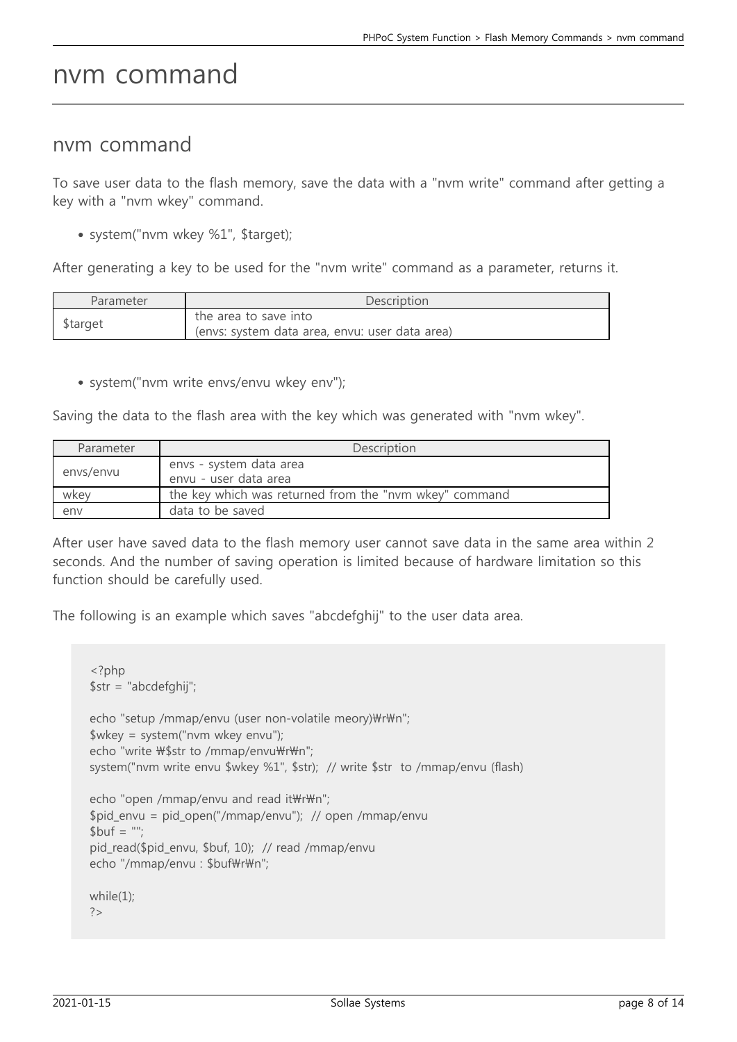# nvm command

## nvm command

To save user data to the flash memory, save the data with a "nvm write" command after getting a key with a "nvm wkey" command.

- system("nvm wkey %1", $target);

After generating a key to be used for the "nvm write" command as a parameter, returns it.

| Parameter | Description |
|---|---|
| $target | the area to save into<br>(envs: system data area, envu: user data area) |

- system("nvm write envs/envu wkey env");

Saving the data to the flash area with the key which was generated with "nvm wkey".

| Parameter | Description |
|---|---|
| envs/envu | envs - system data area<br>envu - user data area |
| wkey | the key which was returned from the "nvm wkey" command |
| env | data to be saved |

After user have saved data to the flash memory user cannot save data in the same area within 2 seconds. And the number of saving operation is limited because of hardware limitation so this function should be carefully used.

The following is an example which saves "abcdefghij" to the user data area.

```
<?php
$str = "abcdefghij";

echo "setup /mmap/envu (user non-volatile meory)₩r₩n";
$wkey = system("nvm wkey envu");
echo "write ₩$str to /mmap/envu₩r₩n";
system("nvm write envu $wkey %1", $str);  // write $str  to /mmap/envu (flash)

echo "open /mmap/envu and read it₩r₩n";
$pid_envu = pid_open("/mmap/envu");  // open /mmap/envu
$buf = "";
pid_read($pid_envu, $buf, 10);  // read /mmap/envu
echo "/mmap/envu : $buf₩r₩n";

while(1);
?>
```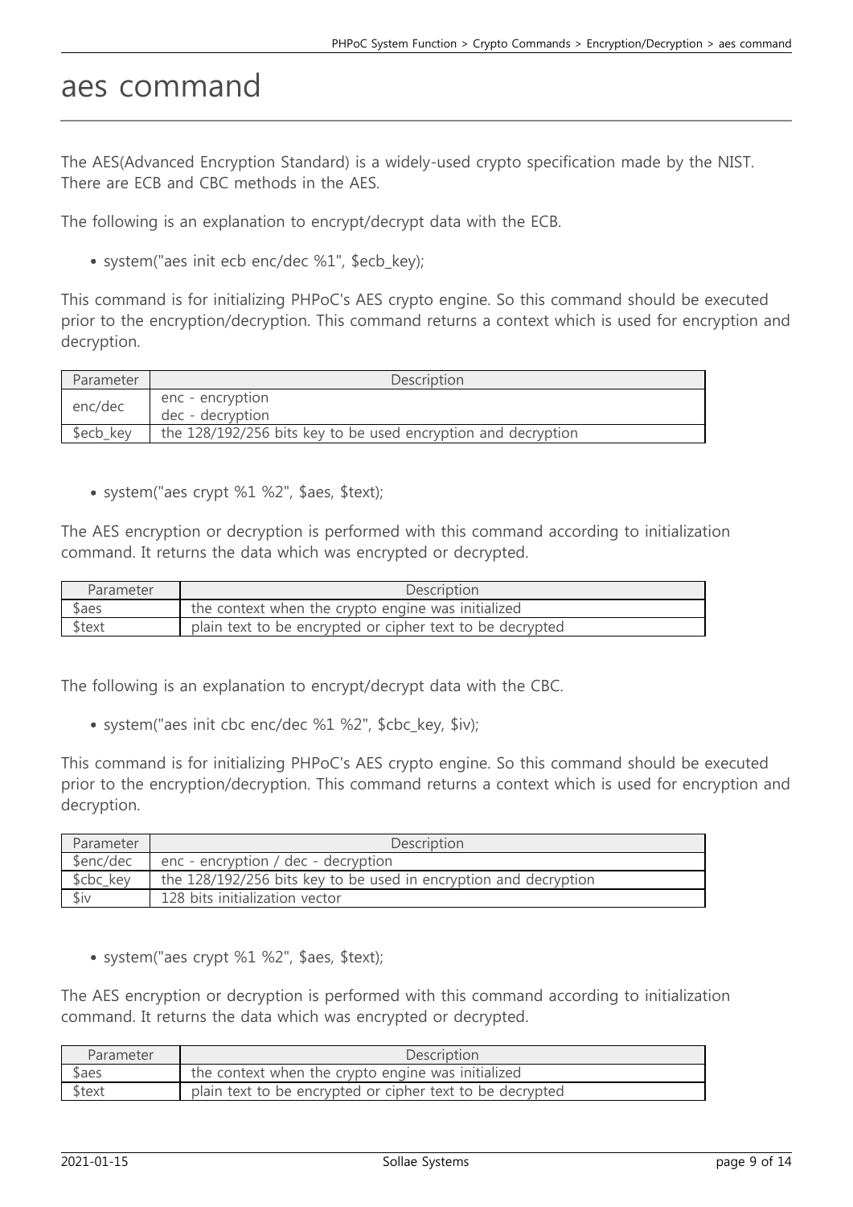# aes command

The AES(Advanced Encryption Standard) is a widely-used crypto specification made by the NIST. There are ECB and CBC methods in the AES.

The following is an explanation to encrypt/decrypt data with the ECB.

- system("aes init ecb enc/dec %1", $ecb_key);

This command is for initializing PHPoC's AES crypto engine. So this command should be executed prior to the encryption/decryption. This command returns a context which is used for encryption and decryption.

| Parameter | Description |
|---|---|
| enc/dec | enc - encryption<br>dec - decryption |
| $ecb_key | the 128/192/256 bits key to be used encryption and decryption |

- system("aes crypt %1 %2", $aes, $text);

The AES encryption or decryption is performed with this command according to initialization command. It returns the data which was encrypted or decrypted.

| Parameter | Description |
|---|---|
| $aes | the context when the crypto engine was initialized |
| $text | plain text to be encrypted or cipher text to be decrypted |

The following is an explanation to encrypt/decrypt data with the CBC.

- system("aes init cbc enc/dec %1 %2", $cbc_key, $iv);

This command is for initializing PHPoC's AES crypto engine. So this command should be executed prior to the encryption/decryption. This command returns a context which is used for encryption and decryption.

| Parameter | Description |
|---|---|
| $enc/dec | enc - encryption / dec - decryption |
| $cbc_key | the 128/192/256 bits key to be used in encryption and decryption |
| $iv | 128 bits initialization vector |

- system("aes crypt %1 %2", $aes, $text);

The AES encryption or decryption is performed with this command according to initialization command. It returns the data which was encrypted or decrypted.

| Parameter | Description |
|---|---|
| $aes | the context when the crypto engine was initialized |
| $text | plain text to be encrypted or cipher text to be decrypted |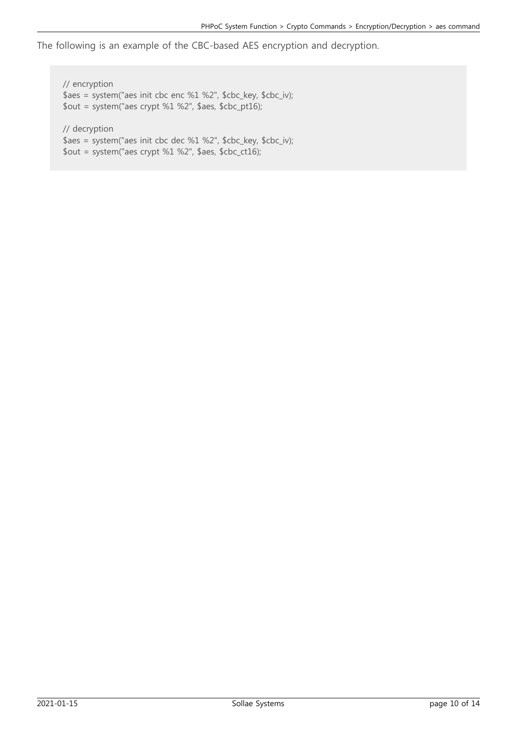The following is an example of the CBC-based AES encryption and decryption.

```
// encryption
$aes = system("aes init cbc enc %1 %2", $cbc_key, $cbc_iv);
$out = system("aes crypt %1 %2", $aes, $cbc_pt16);

// decryption
$aes = system("aes init cbc dec %1 %2", $cbc_key, $cbc_iv);
$out = system("aes crypt %1 %2", $aes, $cbc_ct16);
```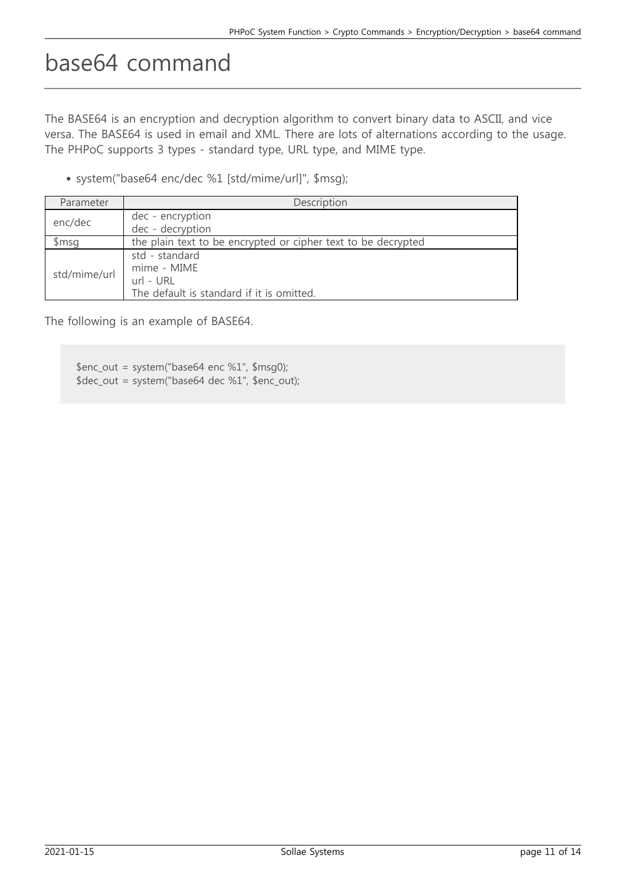# base64 command

The BASE64 is an encryption and decryption algorithm to convert binary data to ASCII, and vice versa. The BASE64 is used in email and XML. There are lots of alternations according to the usage. The PHPoC supports 3 types - standard type, URL type, and MIME type.

- system("base64 enc/dec %1 [std/mime/url]", $msg);

| Parameter | Description |
| --- | --- |
| enc/dec | dec - encryption<br>dec - decryption |
| $msg | the plain text to be encrypted or cipher text to be decrypted |
| std/mime/url | std - standard<br>mime - MIME<br>url - URL<br>The default is standard if it is omitted. |

The following is an example of BASE64.

```
$enc_out = system("base64 enc %1", $msg0);
$dec_out = system("base64 dec %1", $enc_out);
```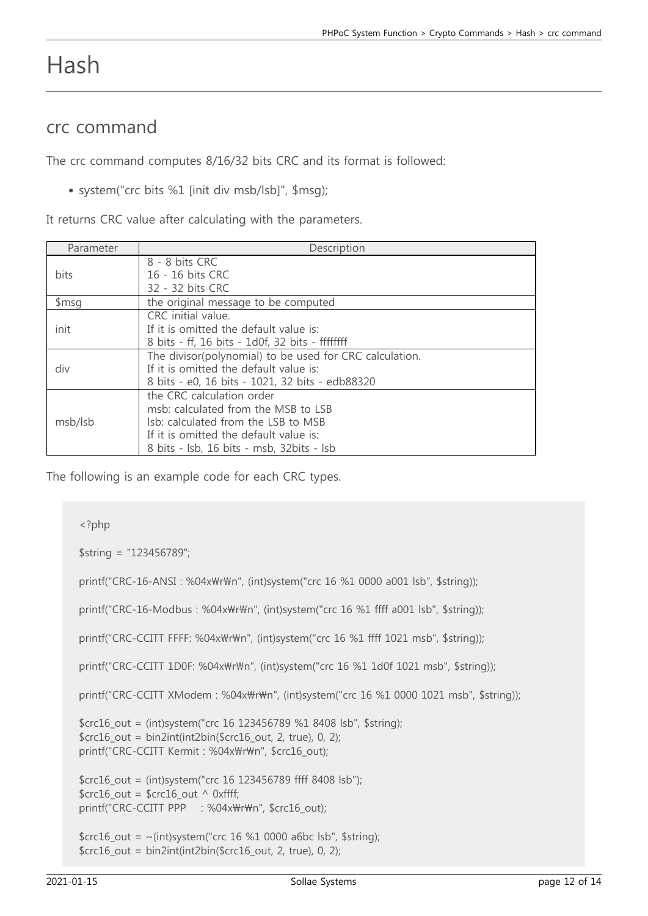# Hash

## crc command

The crc command computes 8/16/32 bits CRC and its format is followed:

- system("crc bits %1 [init div msb/lsb]", $msg);

It returns CRC value after calculating with the parameters.

| Parameter | Description |
|---|---|
| bits | 8 - 8 bits CRC<br>16 - 16 bits CRC<br>32 - 32 bits CRC |
| $msg | the original message to be computed |
| init | CRC initial value.<br>If it is omitted the default value is:<br>8 bits - ff, 16 bits - 1d0f, 32 bits - ffffffff |
| div | The divisor(polynomial) to be used for CRC calculation.<br>If it is omitted the default value is:<br>8 bits - e0, 16 bits - 1021, 32 bits - edb88320 |
| msb/lsb | the CRC calculation order<br>msb: calculated from the MSB to LSB<br>lsb: calculated from the LSB to MSB<br>If it is omitted the default value is:<br>8 bits - lsb, 16 bits - msb, 32bits - lsb |

The following is an example code for each CRC types.

```
<?php

$string = "123456789";

printf("CRC-16-ANSI : %04x\r\n", (int)system("crc 16 %1 0000 a001 lsb", $string));

printf("CRC-16-Modbus : %04x\r\n", (int)system("crc 16 %1 ffff a001 lsb", $string));

printf("CRC-CCITT FFFF: %04x\r\n", (int)system("crc 16 %1 ffff 1021 msb", $string));

printf("CRC-CCITT 1D0F: %04x\r\n", (int)system("crc 16 %1 1d0f 1021 msb", $string));

printf("CRC-CCITT XModem : %04x\r\n", (int)system("crc 16 %1 0000 1021 msb", $string));

$crc16_out = (int)system("crc 16 123456789 %1 8408 lsb", $string);
$crc16_out = bin2int(int2bin($crc16_out, 2, true), 0, 2);
printf("CRC-CCITT Kermit : %04x\r\n", $crc16_out);

$crc16_out = (int)system("crc 16 123456789 ffff 8408 lsb");
$crc16_out = $crc16_out ^ 0xffff;
printf("CRC-CCITT PPP    : %04x\r\n", $crc16_out);

$crc16_out = ~(int)system("crc 16 %1 0000 a6bc lsb", $string);
$crc16_out = bin2int(int2bin($crc16_out, 2, true), 0, 2);
```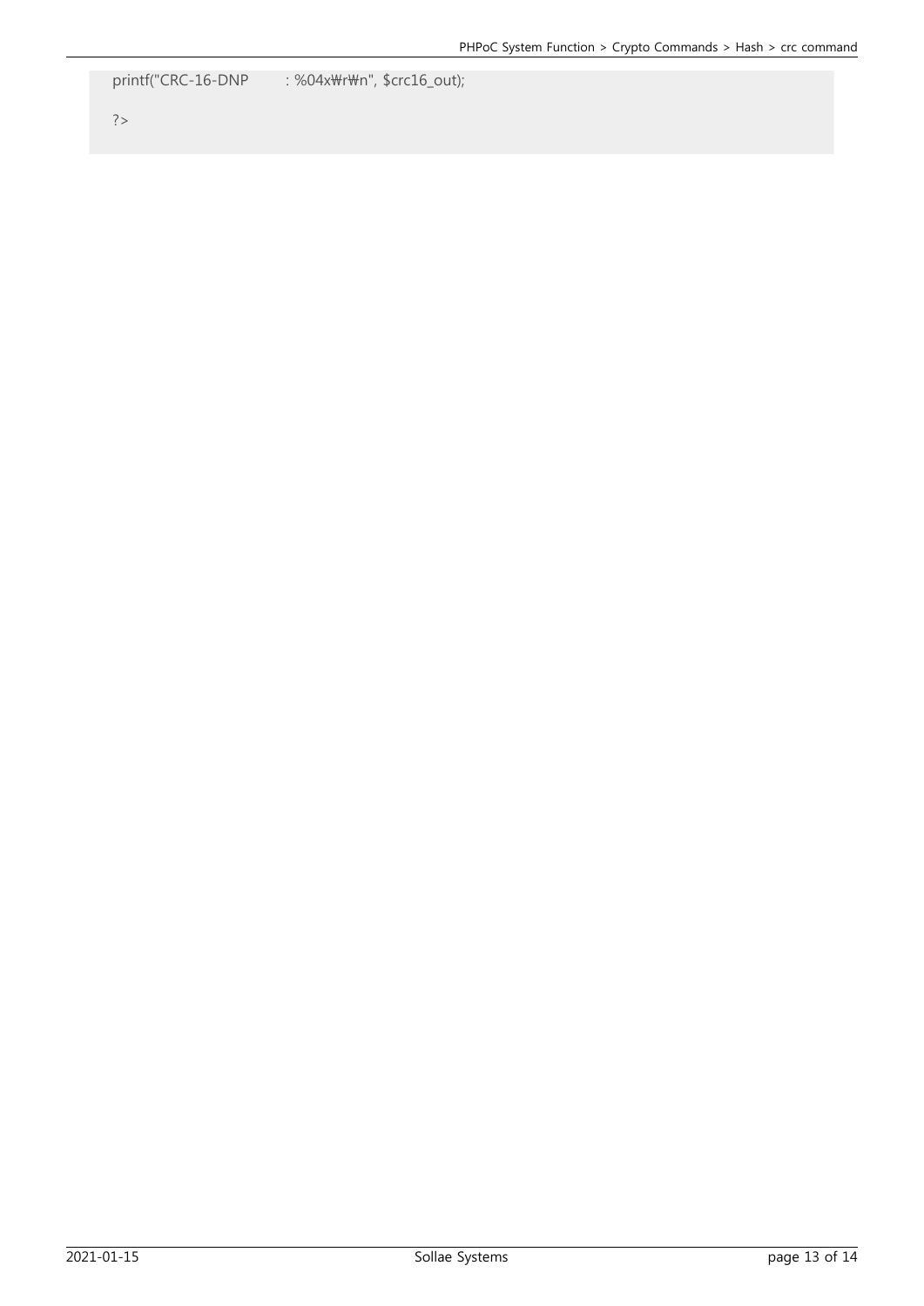```
printf("CRC-16-DNP        : %04x₩r₩n", $crc16_out);

?>
```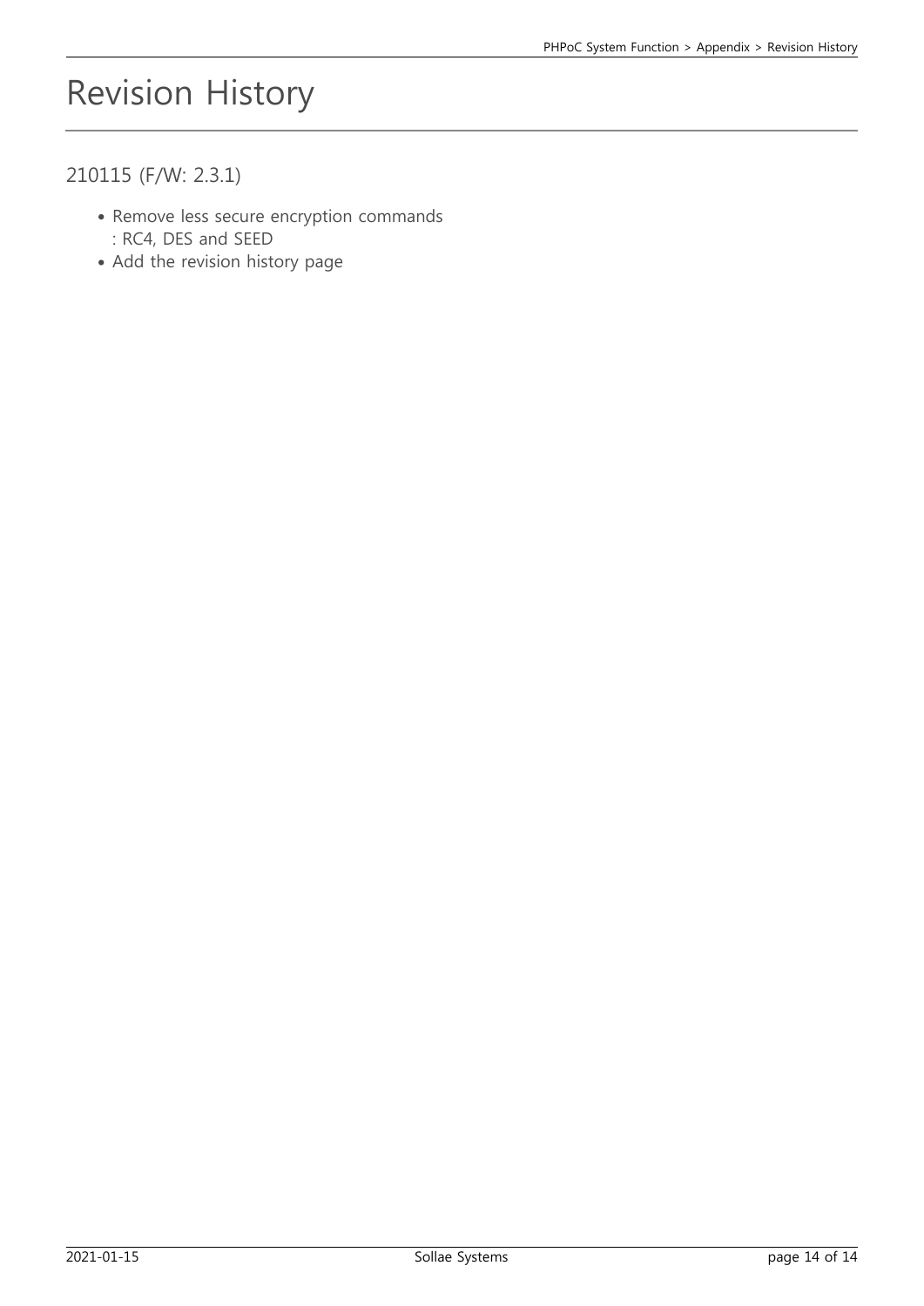# Revision History

## 210115 (F/W: 2.3.1)

- Remove less secure encryption commands
  : RC4, DES and SEED
- Add the revision history page